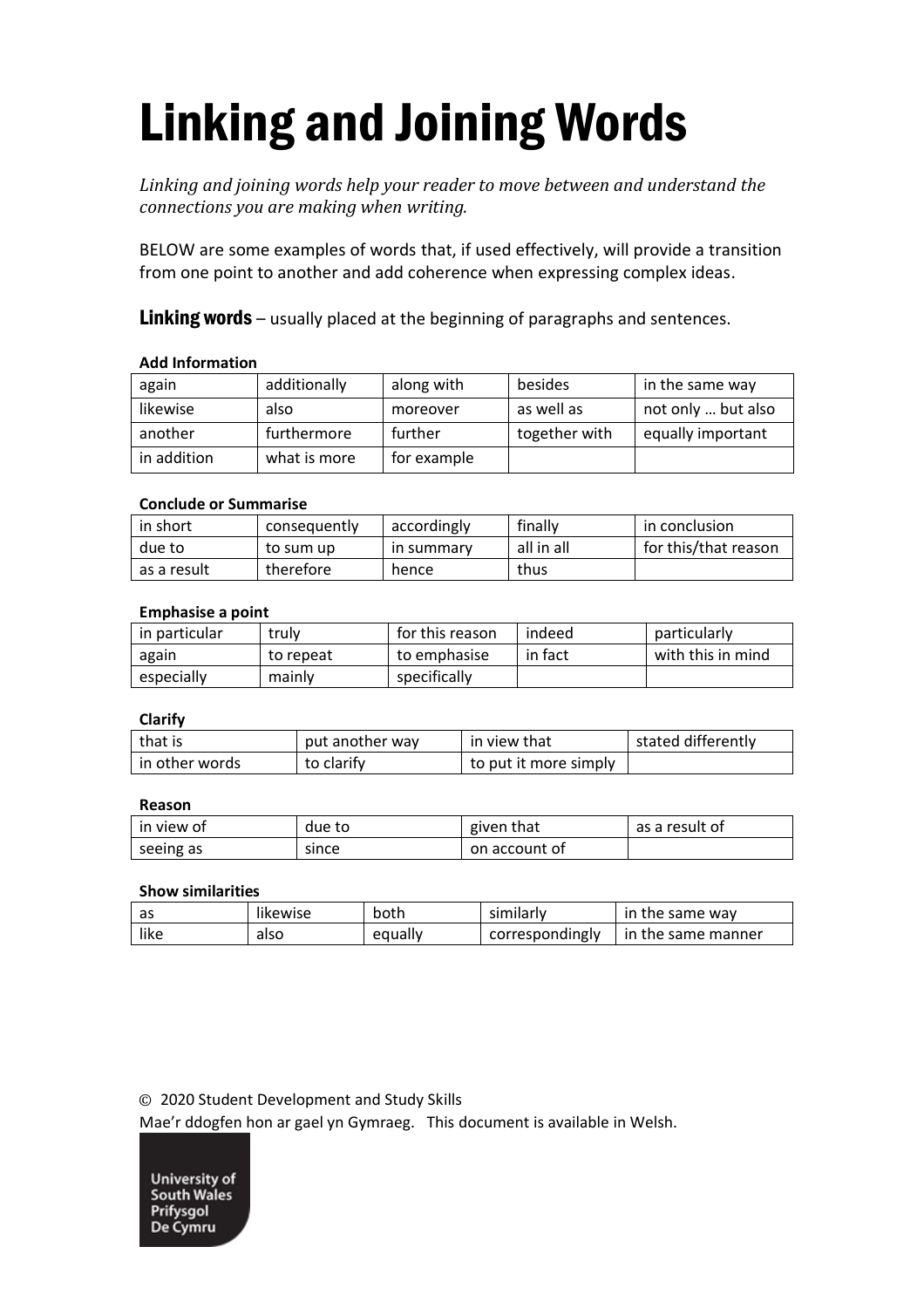# Linking and Joining Words

*Linking and joining words help your reader to move between and understand the connections you are making when writing.*

BELOW are some examples of words that, if used effectively, will provide a transition from one point to another and add coherence when expressing complex ideas.

**Linking words** – usually placed at the beginning of paragraphs and sentences.

**Add Information**

| | | | | |
|---|---|---|---|---|
| again | additionally | along with | besides | in the same way |
| likewise | also | moreover | as well as | not only … but also |
| another | furthermore | further | together with | equally important |
| in addition | what is more | for example | | |

**Conclude or Summarise**

| | | | | |
|---|---|---|---|---|
| in short | consequently | accordingly | finally | in conclusion |
| due to | to sum up | in summary | all in all | for this/that reason |
| as a result | therefore | hence | thus | |

**Emphasise a point**

| | | | | |
|---|---|---|---|---|
| in particular | truly | for this reason | indeed | particularly |
| again | to repeat | to emphasise | in fact | with this in mind |
| especially | mainly | specifically | | |

**Clarify**

| | | | |
|---|---|---|---|
| that is | put another way | in view that | stated differently |
| in other words | to clarify | to put it more simply | |

**Reason**

| | | | |
|---|---|---|---|
| in view of | due to | given that | as a result of |
| seeing as | since | on account of | |

**Show similarities**

| | | | | |
|---|---|---|---|---|
| as | likewise | both | similarly | in the same way |
| like | also | equally | correspondingly | in the same manner |

© 2020 Student Development and Study Skills
Mae'r ddogfen hon ar gael yn Gymraeg. This document is available in Welsh.

University of South Wales
Prifysgol De Cymru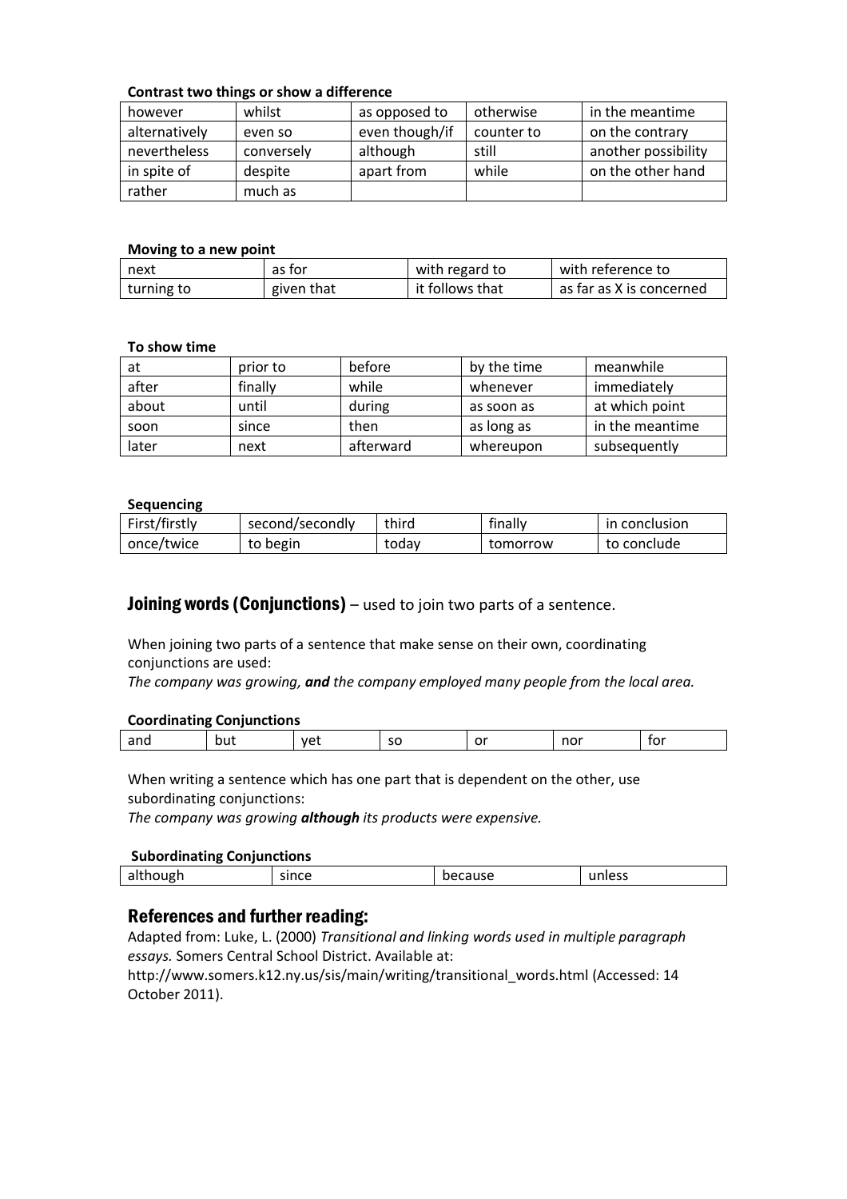**Contrast two things or show a difference**

| | | | | |
|---|---|---|---|---|
| however | whilst | as opposed to | otherwise | in the meantime |
| alternatively | even so | even though/if | counter to | on the contrary |
| nevertheless | conversely | although | still | another possibility |
| in spite of | despite | apart from | while | on the other hand |
| rather | much as | | | |

**Moving to a new point**

| | | | |
|---|---|---|---|
| next | as for | with regard to | with reference to |
| turning to | given that | it follows that | as far as X is concerned |

**To show time**

| | | | | |
|---|---|---|---|---|
| at | prior to | before | by the time | meanwhile |
| after | finally | while | whenever | immediately |
| about | until | during | as soon as | at which point |
| soon | since | then | as long as | in the meantime |
| later | next | afterward | whereupon | subsequently |

**Sequencing**

| | | | | |
|---|---|---|---|---|
| First/firstly | second/secondly | third | finally | in conclusion |
| once/twice | to begin | today | tomorrow | to conclude |

## Joining words (Conjunctions) – used to join two parts of a sentence.

When joining two parts of a sentence that make sense on their own, coordinating conjunctions are used:

*The company was growing, **and** the company employed many people from the local area.*

**Coordinating Conjunctions**

| | | | | | | |
|---|---|---|---|---|---|---|
| and | but | yet | so | or | nor | for |

When writing a sentence which has one part that is dependent on the other, use subordinating conjunctions:

*The company was growing **although** its products were expensive.*

**Subordinating Conjunctions**

| | | | |
|---|---|---|---|
| although | since | because | unless |

## References and further reading:

Adapted from: Luke, L. (2000) *Transitional and linking words used in multiple paragraph essays.* Somers Central School District. Available at: http://www.somers.k12.ny.us/sis/main/writing/transitional_words.html (Accessed: 14 October 2011).